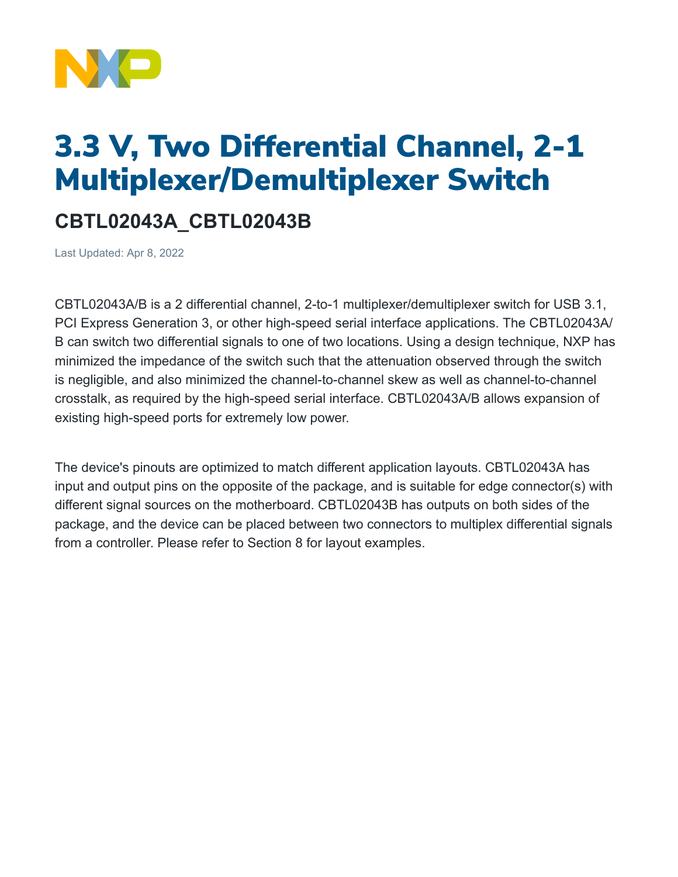# 3.3 V, Two Differential Channel, 2-1 Multiplexer/Demultiplexer Switch

## CBTL02043A_CBTL02043B

Last Updated: Apr 8, 2022

CBTL02043A/B is a 2 differential channel, 2-to-1 multiplexer/demultiplexer switch for USB 3.1, PCI Express Generation 3, or other high-speed serial interface applications. The CBTL02043A/B can switch two differential signals to one of two locations. Using a design technique, NXP has minimized the impedance of the switch such that the attenuation observed through the switch is negligible, and also minimized the channel-to-channel skew as well as channel-to-channel crosstalk, as required by the high-speed serial interface. CBTL02043A/B allows expansion of existing high-speed ports for extremely low power.

The device's pinouts are optimized to match different application layouts. CBTL02043A has input and output pins on the opposite of the package, and is suitable for edge connector(s) with different signal sources on the motherboard. CBTL02043B has outputs on both sides of the package, and the device can be placed between two connectors to multiplex differential signals from a controller. Please refer to Section 8 for layout examples.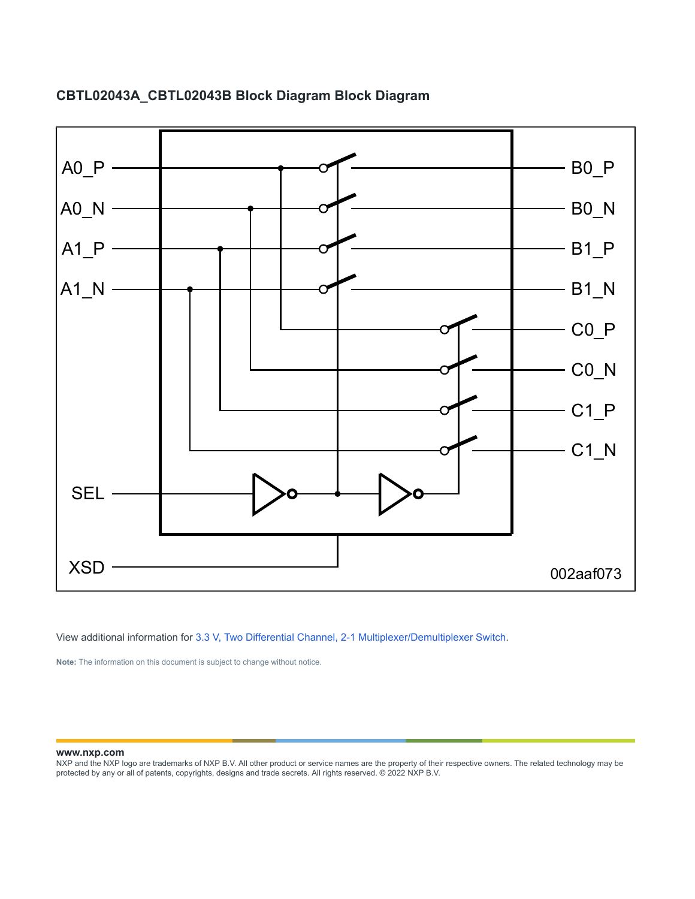## CBTL02043A_CBTL02043B Block Diagram Block Diagram

A0_P
A0_N
A1_P
A1_N
SEL
XSD
B0_P
B0_N
B1_P
B1_N
C0_P
C0_N
C1_P
C1_N
002aaf073

View additional information for 3.3 V, Two Differential Channel, 2-1 Multiplexer/Demultiplexer Switch.

**Note:** The information on this document is subject to change without notice.

**www.nxp.com**
NXP and the NXP logo are trademarks of NXP B.V. All other product or service names are the property of their respective owners. The related technology may be protected by any or all of patents, copyrights, designs and trade secrets. All rights reserved. © 2022 NXP B.V.